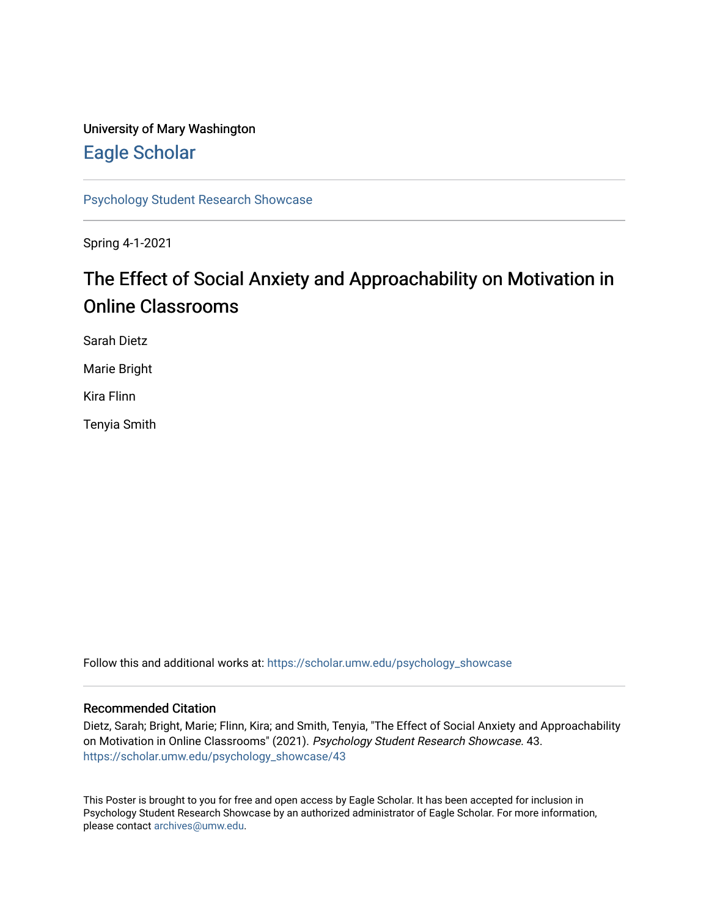University of Mary Washington

# Eagle Scholar

Psychology Student Research Showcase

Spring 4-1-2021

## The Effect of Social Anxiety and Approachability on Motivation in Online Classrooms

Sarah Dietz

Marie Bright

Kira Flinn

Tenyia Smith

Follow this and additional works at: https://scholar.umw.edu/psychology_showcase

### Recommended Citation

Dietz, Sarah; Bright, Marie; Flinn, Kira; and Smith, Tenyia, "The Effect of Social Anxiety and Approachability on Motivation in Online Classrooms" (2021). *Psychology Student Research Showcase*. 43.
https://scholar.umw.edu/psychology_showcase/43

This Poster is brought to you for free and open access by Eagle Scholar. It has been accepted for inclusion in Psychology Student Research Showcase by an authorized administrator of Eagle Scholar. For more information, please contact archives@umw.edu.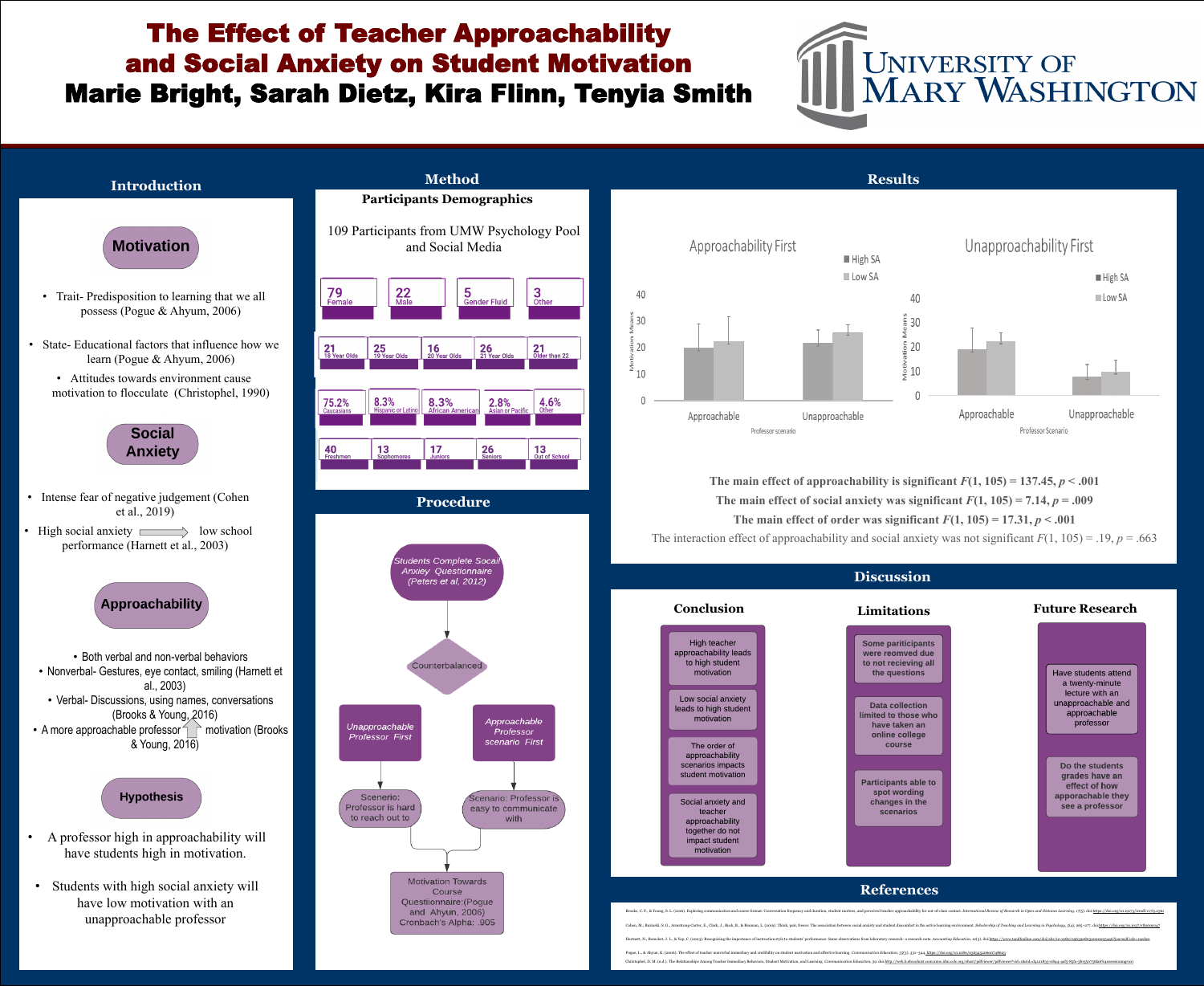# The Effect of Teacher Approachability and Social Anxiety on Student Motivation

**Marie Bright, Sarah Dietz, Kira Flinn, Tenyia Smith**

UNIVERSITY OF MARY WASHINGTON

## Introduction

### Motivation

- Trait- Predisposition to learning that we all possess (Pogue & Ahyum, 2006)
- State- Educational factors that influence how we learn (Pogue & Ahyum, 2006)
  - Attitudes towards environment cause motivation to flocculate (Christophel, 1990)

### Social Anxiety

- Intense fear of negative judgement (Cohen et al., 2019)
- High social anxiety → low school performance (Harnett et al., 2003)

### Approachability

- Both verbal and non-verbal behaviors
- Nonverbal- Gestures, eye contact, smiling (Harnett et al., 2003)
- Verbal- Discussions, using names, conversations (Brooks & Young, 2016)
- A more approachable professor ↑ motivation (Brooks & Young, 2016)

### Hypothesis

- A professor high in approachability will have students high in motivation.
- Students with high social anxiety will have low motivation with an unapproachable professor

## Method

### Participants Demographics

109 Participants from UMW Psychology Pool and Social Media

| | | | | |
|---|---|---|---|---|
| 79 Female | 22 Male | 5 Gender Fluid | 3 Other | |
| 21 18 Year Olds | 25 19 Year Olds | 16 20 Year Olds | 26 21 Year Olds | 21 Older than 22 |
| 75.2% Caucasians | 8.3% Hispanic or Latino | 8.3% African American | 2.8% Asian or Pacific | 4.6% Other |
| 40 Freshmen | 13 Sophomores | 17 Juniors | 26 Seniors | 13 Out of School |

## Procedure

Students Complete Socail Anxiety Questionnaire (Peters et al, 2012)

Counterbalanced

Unapproachable Professor First → Scenerio: Professor is hard to reach out to

Approachable Professor scenario First → Scenario: Professor is easy to communicate with

Motivation Towards Course Questionnaire:(Pogue and Ahyun, 2006) Cronbach's Alpha: .905

## Results

Approachability First

High SA
Low SA

Motivation Means

0
10
20
30
40

Approachable
Unapproachable

Professor scenario

Unapproachability First

High SA
Low SA

Motivation Means

0
10
20
30
40

Approachable
Unapproachable

Professor Scenario

**The main effect of approachability is significant $F(1, 105) = 137.45, p < .001$**

**The main effect of social anxiety was significant $F(1, 105) = 7.14, p = .009$**

**The main effect of order was significant $F(1, 105) = 17.31, p < .001$**

The interaction effect of approachability and social anxiety was not significant $F(1, 105) = .19, p = .663$

## Discussion

### Conclusion

- High teacher approachability leads to high student motivation
- Low social anxiety leads to high student motivation
- The order of approachability scenarios impacts student motivation
- Social anxiety and teacher approachability together do not impact student motivation

### Limitations

- Some pariticipants were reomved due to not recieving all the questions
- Data collection limited to those who have taken an online college course
- Participants able to spot wording changes in the scenarios

### Future Research

- Have students attend a twenty-minute lecture with an unapproachable and approachable professor
- Do the students grades have an effect of how approachable they see a professor

## References

Brooks, C. F., & Young, S. L. (2016). Exploring communication and course format: Conversation frequency and duration, student motives, and perceived teacher approachability for out-of-class contact. International Review of Research in Open and Distance Learning, 17(5). doi:https://doi.org/10.19173/irrodl.v17i5.2560

Cohen, M., Buzinski, S. G., Armstrong-Carter, E., Clark, J., Buck, B., & Reuman, L. (2019). Think, pair, freeze: The association between social anxiety and student discomfort in the active learning environment. Scholarship of Teaching and Learning in Psychology, 5(4), 265–277. doi:https://doi.org/10.1037/stl0000147

Hartnett, N., Romcke, J. L., & Yap, C. (2003). Recognizing the importance of instruction style to students' performance: Some observations from laboratory research - a research note. Accounting Education, 12(3). doi:https://www.tandfonline.com/doi/abs/10.1080/0963928032000105440?journalCode=raed20

Pogue, L., & Ahyun, K. (2006). The effect of teacher nonverbal immediacy and credibility on student motivation and affective learning. Communication Education, 55(3), 331–344. https://doi.org/10.1080/03634520600748623

Christophel, D. M. (n.d.). The Relationships Among Teacher Immediacy Behaviors, Student Motivation, and Learning. Communication Education, 39. doi:http://web.b.ebscohost.com.umw.idm.oclc.org/ehost/pdfviewer/pdfviewer?vid=1&sid=c4a21833-c8a4-4ef5-85fa-3f035d73f6a6%40sessionmgr101